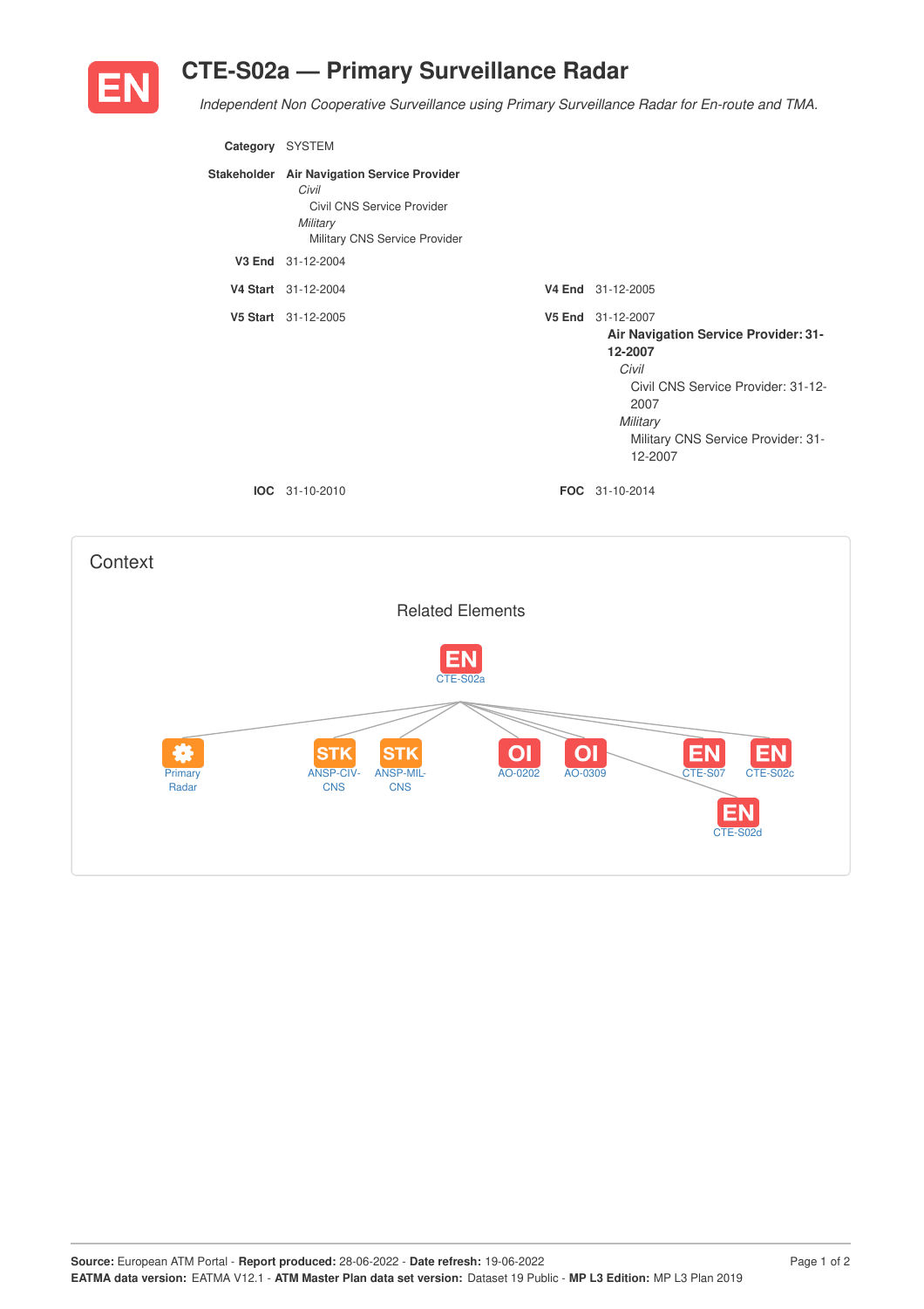# EN CTE-S02a — Primary Surveillance Radar

*Independent Non Cooperative Surveillance using Primary Surveillance Radar for En-route and TMA.*

**Category** SYSTEM

**Stakeholder** **Air Navigation Service Provider**
*Civil*
Civil CNS Service Provider
*Military*
Military CNS Service Provider

**V3 End** 31-12-2004

**V4 Start** 31-12-2004 **V4 End** 31-12-2005

**V5 Start** 31-12-2005 **V5 End** 31-12-2007

**Air Navigation Service Provider: 31-12-2007**
*Civil*
Civil CNS Service Provider: 31-12-2007
*Military*
Military CNS Service Provider: 31-12-2007

**IOC** 31-10-2010 **FOC** 31-10-2014

## Context

### Related Elements

EN CTE-S02a

- Primary Radar
- STK ANSP-CIV-CNS
- STK ANSP-MIL-CNS
- OI AO-0202
- OI AO-0309
- EN CTE-S07
- EN CTE-S02c
- EN CTE-S02d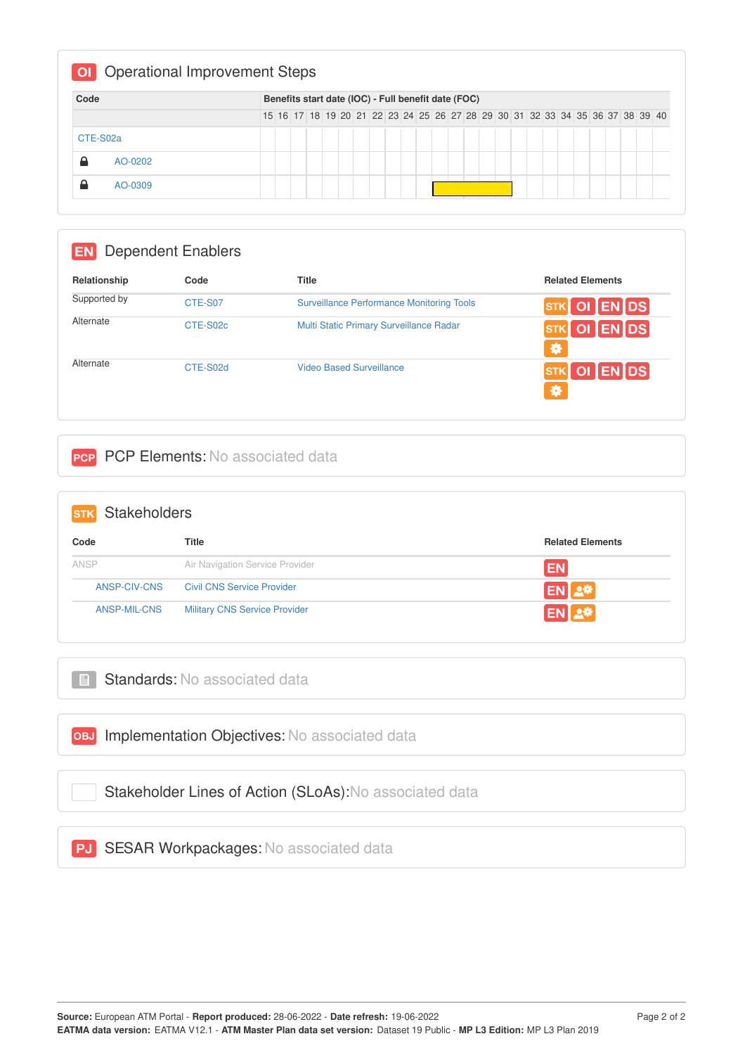## OI Operational Improvement Steps

| Code | Benefits start date (IOC) - Full benefit date (FOC) |
|---|---|
| | 15 16 17 18 19 20 21 22 23 24 25 26 27 28 29 30 31 32 33 34 35 36 37 38 39 40 |
| CTE-S02a | |
| AO-0202 | |
| AO-0309 | |

## EN Dependent Enablers

| Relationship | Code | Title | Related Elements |
|---|---|---|---|
| Supported by | CTE-S07 | Surveillance Performance Monitoring Tools | STK OI EN DS |
| Alternate | CTE-S02c | Multi Static Primary Surveillance Radar | STK OI EN DS |
| Alternate | CTE-S02d | Video Based Surveillance | STK OI EN DS |

## PCP PCP Elements: No associated data

## STK Stakeholders

| Code | Title | Related Elements |
|---|---|---|
| ANSP | Air Navigation Service Provider | EN |
| ANSP-CIV-CNS | Civil CNS Service Provider | EN |
| ANSP-MIL-CNS | Military CNS Service Provider | EN |

## Standards: No associated data

## OBJ Implementation Objectives: No associated data

## Stakeholder Lines of Action (SLoAs): No associated data

## PJ SESAR Workpackages: No associated data

**Source:** European ATM Portal - **Report produced:** 28-06-2022 - **Date refresh:** 19-06-2022
**EATMA data version:** EATMA V12.1 - **ATM Master Plan data set version:** Dataset 19 Public - **MP L3 Edition:** MP L3 Plan 2019